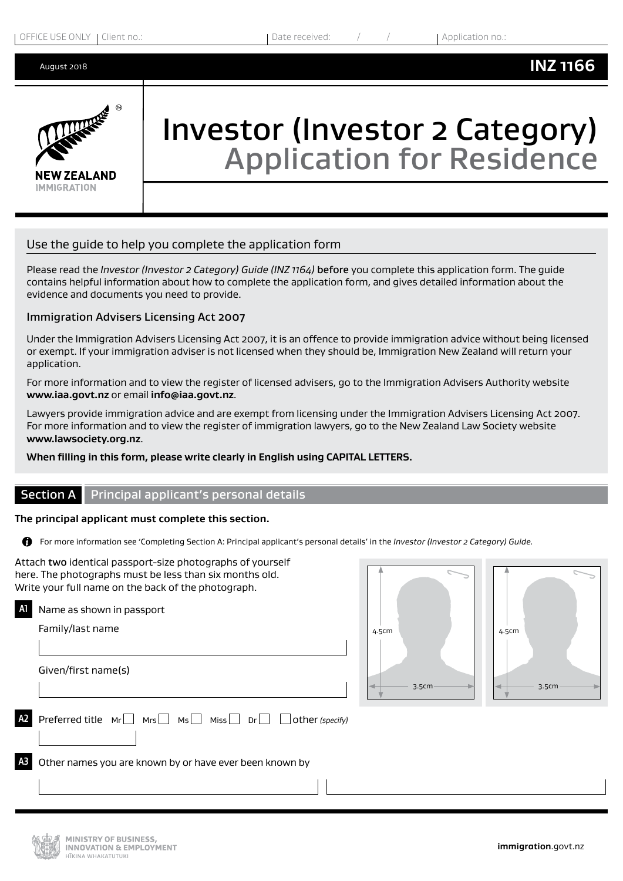OFFICE USE ONLY | Client no.: | Date received: / / | Application no.:

August 2018 **INZ 1166**

NEW ZEALAND IMMIGRATION

# Investor (Investor 2 Category) Application for Residence

## Use the guide to help you complete the application form

Please read the *Investor (Investor 2 Category) Guide (INZ 1164)* **before** you complete this application form. The guide contains helpful information about how to complete the application form, and gives detailed information about the evidence and documents you need to provide.

### Immigration Advisers Licensing Act 2007

Under the Immigration Advisers Licensing Act 2007, it is an offence to provide immigration advice without being licensed or exempt. If your immigration adviser is not licensed when they should be, Immigration New Zealand will return your application.

For more information and to view the register of licensed advisers, go to the Immigration Advisers Authority website **www.iaa.govt.nz** or email **info@iaa.govt.nz**.

Lawyers provide immigration advice and are exempt from licensing under the Immigration Advisers Licensing Act 2007. For more information and to view the register of immigration lawyers, go to the New Zealand Law Society website **www.lawsociety.org.nz**.

**When filling in this form, please write clearly in English using CAPITAL LETTERS.**

## Section A Principal applicant's personal details

**The principal applicant must complete this section.**

For more information see 'Completing Section A: Principal applicant's personal details' in the *Investor (Investor 2 Category) Guide.*

Attach two identical passport-size photographs of yourself here. The photographs must be less than six months old. Write your full name on the back of the photograph.

4.5cm × 3.5cm | 4.5cm × 3.5cm

**A1** Name as shown in passport

Family/last name

Given/first name(s)

**A2** Preferred title Mr ☐ Mrs ☐ Ms ☐ Miss ☐ Dr ☐ ☐ other *(specify)*

**A3** Other names you are known by or have ever been known by

MINISTRY OF BUSINESS, INNOVATION & EMPLOYMENT
HĪKINA WHAKATUTUKI

**immigration**.govt.nz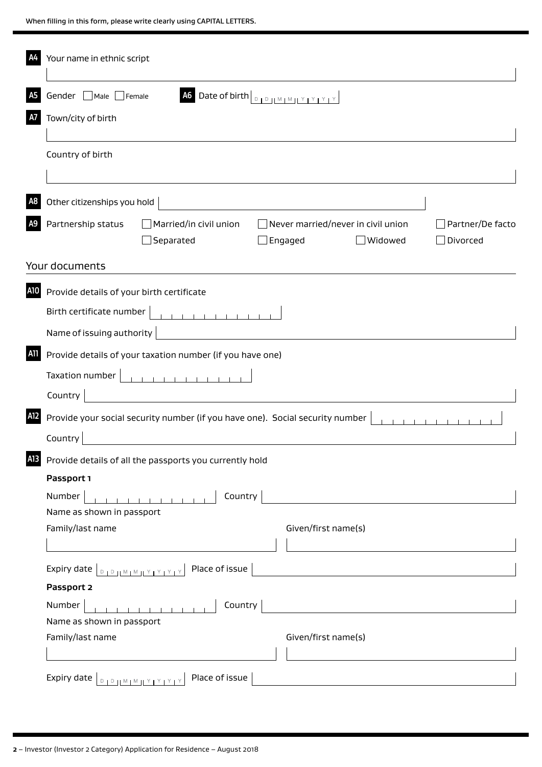When filling in this form, please write clearly using CAPITAL LETTERS.

**A4** Your name in ethnic script

**A5** Gender ☐ Male ☐ Female

**A6** Date of birth D D M M Y Y Y Y

**A7** Town/city of birth

Country of birth

**A8** Other citizenships you hold

**A9** Partnership status ☐ Married/in civil union ☐ Never married/never in civil union ☐ Partner/De facto ☐ Separated ☐ Engaged ☐ Widowed ☐ Divorced

## Your documents

**A10** Provide details of your birth certificate

Birth certificate number

Name of issuing authority

**A11** Provide details of your taxation number (if you have one)

Taxation number

Country

**A12** Provide your social security number (if you have one). Social security number

Country

**A13** Provide details of all the passports you currently hold

**Passport 1**

Number Country

Name as shown in passport

Family/last name Given/first name(s)

Expiry date D D M M Y Y Y Y Place of issue

**Passport 2**

Number Country

Name as shown in passport

Family/last name Given/first name(s)

Expiry date D D M M Y Y Y Y Place of issue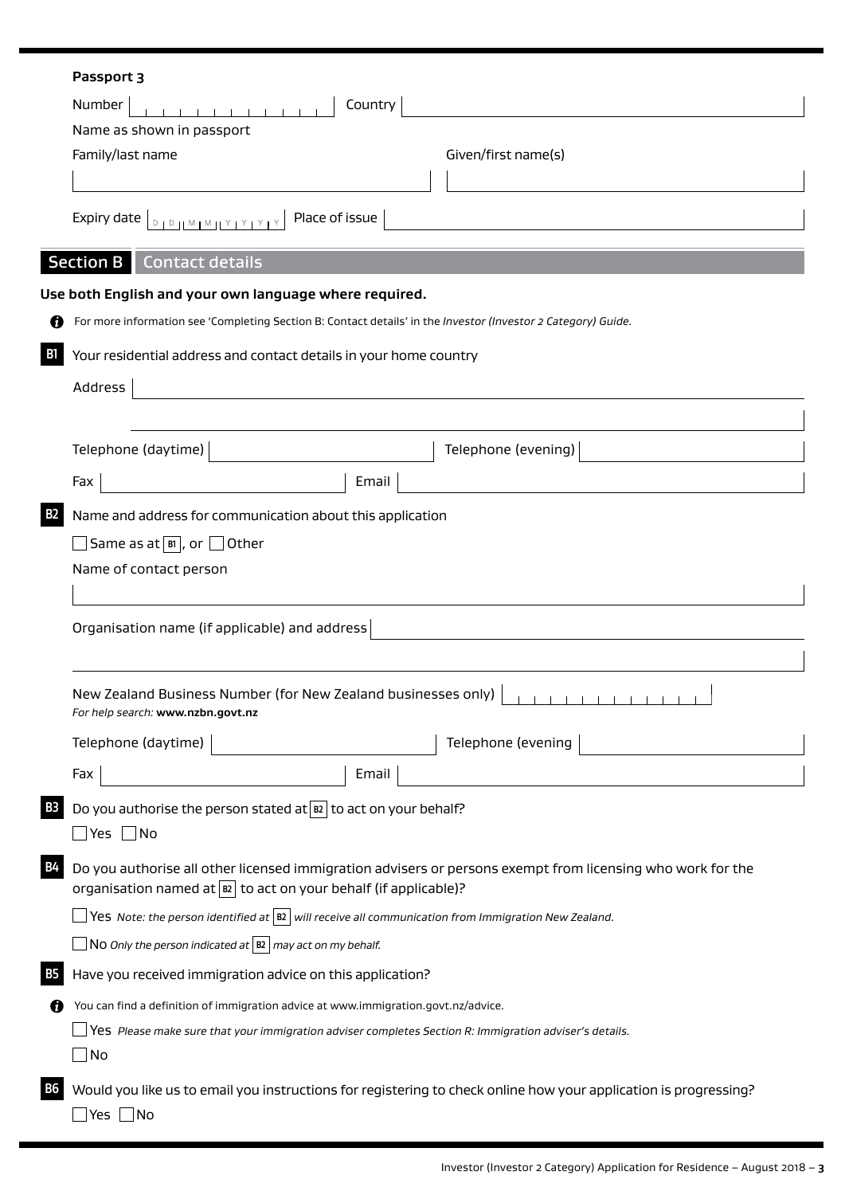**Passport 3**

Number | | Country |

Name as shown in passport

Family/last name | Given/first name(s)

Expiry date D D M M Y Y Y Y | Place of issue |

## Section B Contact details

**Use both English and your own language where required.**

For more information see 'Completing Section B: Contact details' in the *Investor (Investor 2 Category) Guide*.

**B1** Your residential address and contact details in your home country

Address

Telephone (daytime) | Telephone (evening)

Fax | Email

**B2** Name and address for communication about this application

☐ Same as at B1, or ☐ Other

Name of contact person

Organisation name (if applicable) and address

New Zealand Business Number (for New Zealand businesses only)
*For help search:* **www.nzbn.govt.nz**

Telephone (daytime) | Telephone (evening

Fax | Email

**B3** Do you authorise the person stated at B2 to act on your behalf?

☐ Yes ☐ No

**B4** Do you authorise all other licensed immigration advisers or persons exempt from licensing who work for the organisation named at B2 to act on your behalf (if applicable)?

☐ Yes *Note: the person identified at* B2 *will receive all communication from Immigration New Zealand.*

☐ No *Only the person indicated at* B2 *may act on my behalf.*

**B5** Have you received immigration advice on this application?

You can find a definition of immigration advice at www.immigration.govt.nz/advice.

☐ Yes *Please make sure that your immigration adviser completes Section R: Immigration adviser's details.*

☐ No

**B6** Would you like us to email you instructions for registering to check online how your application is progressing?

☐ Yes ☐ No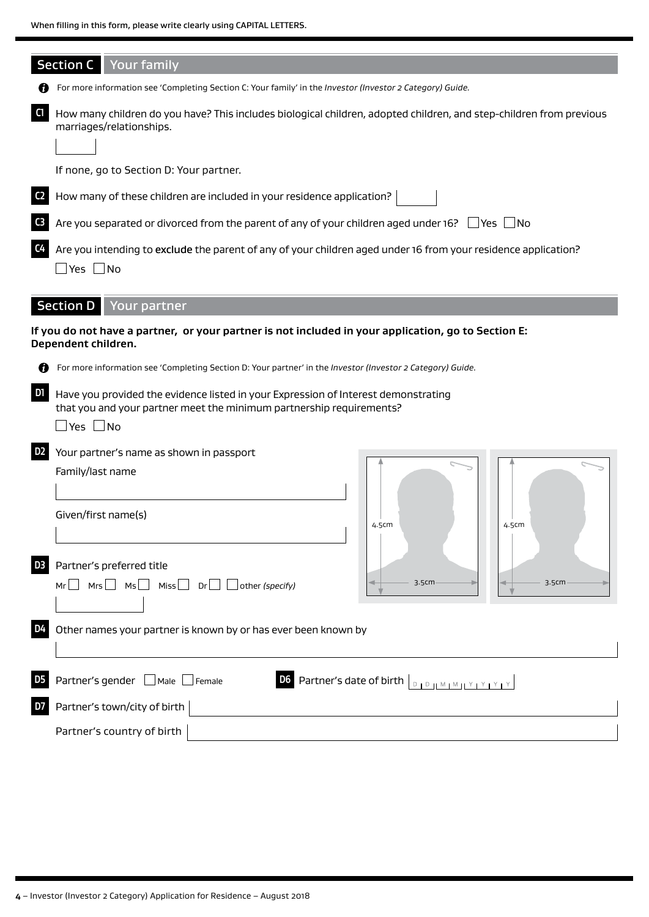When filling in this form, please write clearly using CAPITAL LETTERS.

## Section C Your family

For more information see 'Completing Section C: Your family' in the *Investor (Investor 2 Category) Guide.*

**C1** How many children do you have? This includes biological children, adopted children, and step-children from previous marriages/relationships.

If none, go to Section D: Your partner.

**C2** How many of these children are included in your residence application?

**C3** Are you separated or divorced from the parent of any of your children aged under 16? ☐ Yes ☐ No

**C4** Are you intending to **exclude** the parent of any of your children aged under 16 from your residence application?

☐ Yes ☐ No

## Section D Your partner

**If you do not have a partner, or your partner is not included in your application, go to Section E: Dependent children.**

For more information see 'Completing Section D: Your partner' in the *Investor (Investor 2 Category) Guide.*

**D1** Have you provided the evidence listed in your Expression of Interest demonstrating that you and your partner meet the minimum partnership requirements?

☐ Yes ☐ No

**D2** Your partner's name as shown in passport

Family/last name

Given/first name(s)

**D3** Partner's preferred title

Mr ☐ Mrs ☐ Ms ☐ Miss ☐ Dr ☐ ☐ other *(specify)*

4.5cm × 3.5cm
4.5cm × 3.5cm

**D4** Other names your partner is known by or has ever been known by

**D5** Partner's gender ☐ Male ☐ Female

**D6** Partner's date of birth D D M M Y Y Y Y

**D7** Partner's town/city of birth

Partner's country of birth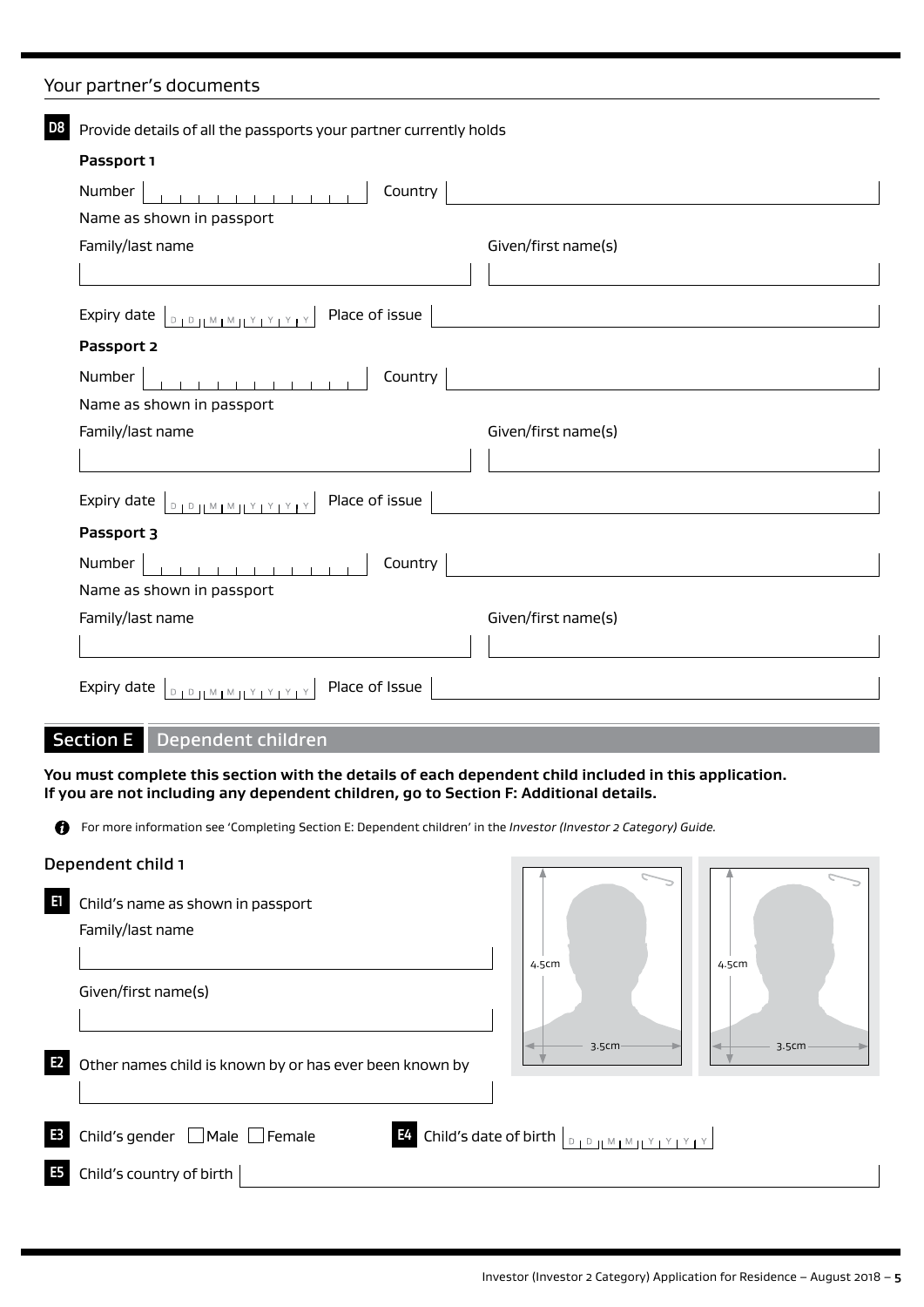## Your partner's documents

**D8** Provide details of all the passports your partner currently holds

**Passport 1**

Number | Country

Name as shown in passport

Family/last name | Given/first name(s)

Expiry date DD MM YYYY | Place of issue

**Passport 2**

Number | Country

Name as shown in passport

Family/last name | Given/first name(s)

Expiry date DD MM YYYY | Place of issue

**Passport 3**

Number | Country

Name as shown in passport

Family/last name | Given/first name(s)

Expiry date DD MM YYYY | Place of Issue

# Section E Dependent children

**You must complete this section with the details of each dependent child included in this application. If you are not including any dependent children, go to Section F: Additional details.**

For more information see 'Completing Section E: Dependent children' in the *Investor (Investor 2 Category) Guide.*

### Dependent child 1

4.5cm × 3.5cm | 4.5cm × 3.5cm

**E1** Child's name as shown in passport

Family/last name

Given/first name(s)

**E2** Other names child is known by or has ever been known by

**E3** Child's gender ☐ Male ☐ Female

**E4** Child's date of birth DD MM YYYY

**E5** Child's country of birth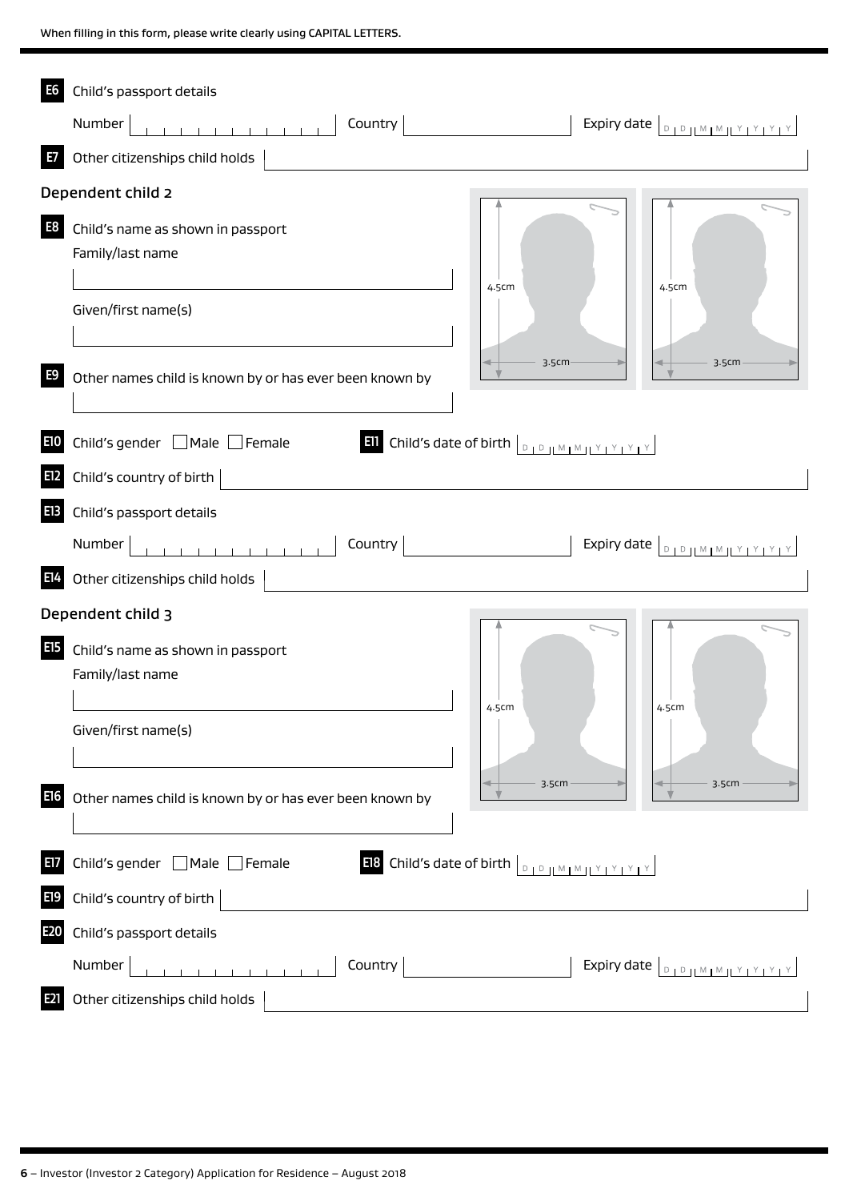When filling in this form, please write clearly using CAPITAL LETTERS.

**E6** Child's passport details

Number ______ Country ______ Expiry date D D M M Y Y Y Y

**E7** Other citizenships child holds ______

## Dependent child 2

**E8** Child's name as shown in passport

Family/last name

______

Given/first name(s)

______

4.5cm 3.5cm 4.5cm 3.5cm

**E9** Other names child is known by or has ever been known by

______

**E10** Child's gender ☐ Male ☐ Female

**E11** Child's date of birth D D M M Y Y Y Y

**E12** Child's country of birth ______

**E13** Child's passport details

Number ______ Country ______ Expiry date D D M M Y Y Y Y

**E14** Other citizenships child holds ______

## Dependent child 3

**E15** Child's name as shown in passport

Family/last name

______

Given/first name(s)

______

4.5cm 3.5cm 4.5cm 3.5cm

**E16** Other names child is known by or has ever been known by

______

**E17** Child's gender ☐ Male ☐ Female

**E18** Child's date of birth D D M M Y Y Y Y

**E19** Child's country of birth ______

**E20** Child's passport details

Number ______ Country ______ Expiry date D D M M Y Y Y Y

**E21** Other citizenships child holds ______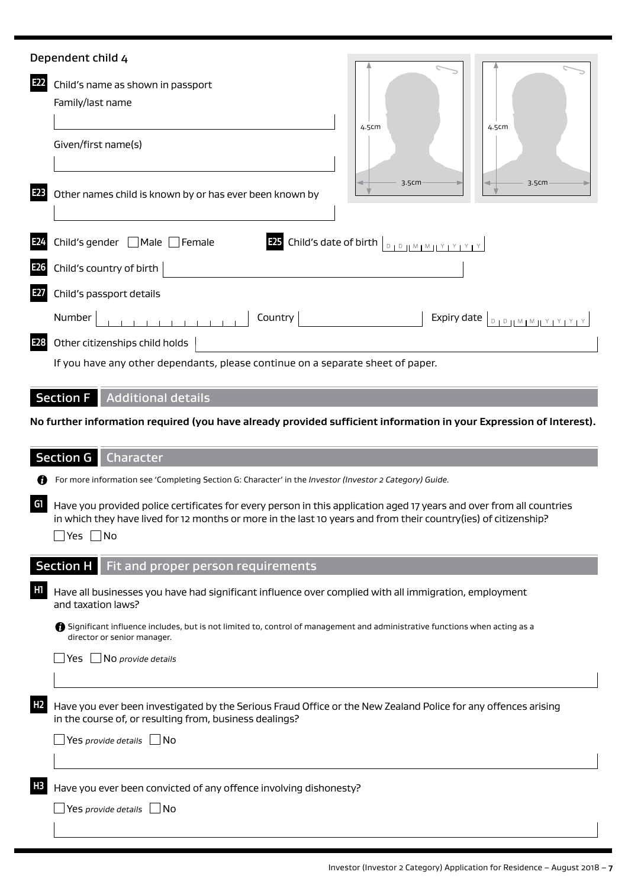## Dependent child 4

**E22** Child's name as shown in passport

Family/last name

Given/first name(s)

**E23** Other names child is known by or has ever been known by

4.5cm

3.5cm

4.5cm

3.5cm

**E24** Child's gender ☐ Male ☐ Female

**E25** Child's date of birth D D M M Y Y Y Y

**E26** Child's country of birth

**E27** Child's passport details

Number

Country

Expiry date D D M M Y Y Y Y

**E28** Other citizenships child holds

If you have any other dependants, please continue on a separate sheet of paper.

## Section F Additional details

**No further information required (you have already provided sufficient information in your Expression of Interest).**

## Section G Character

For more information see 'Completing Section G: Character' in the *Investor (Investor 2 Category) Guide.*

**G1** Have you provided police certificates for every person in this application aged 17 years and over from all countries in which they have lived for 12 months or more in the last 10 years and from their country(ies) of citizenship?

☐ Yes ☐ No

## Section H Fit and proper person requirements

**H1** Have all businesses you have had significant influence over complied with all immigration, employment and taxation laws?

Significant influence includes, but is not limited to, control of management and administrative functions when acting as a director or senior manager.

☐ Yes ☐ No *provide details*

**H2** Have you ever been investigated by the Serious Fraud Office or the New Zealand Police for any offences arising in the course of, or resulting from, business dealings?

☐ Yes *provide details* ☐ No

**H3** Have you ever been convicted of any offence involving dishonesty?

☐ Yes *provide details* ☐ No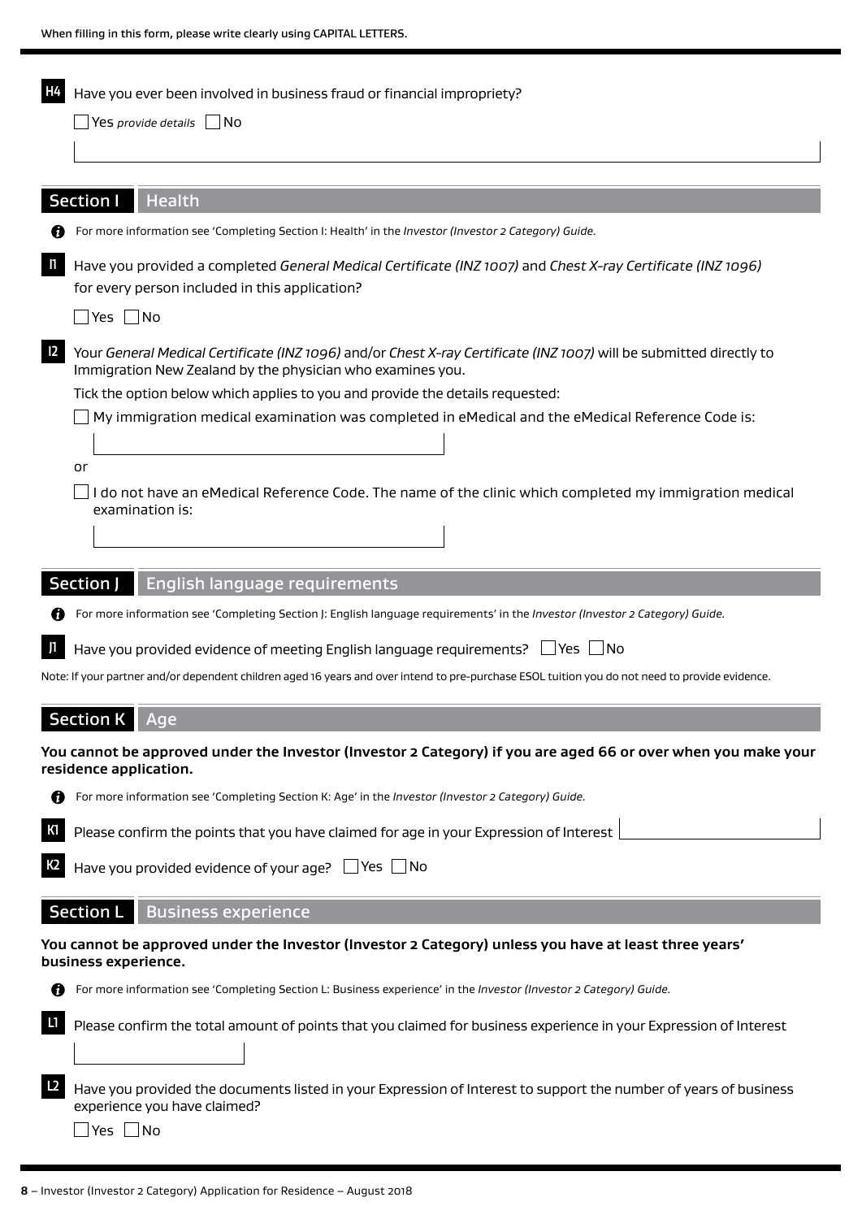When filling in this form, please write clearly using CAPITAL LETTERS.

**H4** Have you ever been involved in business fraud or financial impropriety?

☐ Yes *provide details* ☐ No

## Section I Health

For more information see 'Completing Section I: Health' in the *Investor (Investor 2 Category) Guide.*

**I1** Have you provided a completed *General Medical Certificate (INZ 1007)* and *Chest X-ray Certificate (INZ 1096)* for every person included in this application?

☐ Yes ☐ No

**I2** Your *General Medical Certificate (INZ 1096)* and/or *Chest X-ray Certificate (INZ 1007)* will be submitted directly to Immigration New Zealand by the physician who examines you.

Tick the option below which applies to you and provide the details requested:

☐ My immigration medical examination was completed in eMedical and the eMedical Reference Code is:

or

☐ I do not have an eMedical Reference Code. The name of the clinic which completed my immigration medical examination is:

## Section J English language requirements

For more information see 'Completing Section J: English language requirements' in the *Investor (Investor 2 Category) Guide.*

**J1** Have you provided evidence of meeting English language requirements? ☐ Yes ☐ No

Note: If your partner and/or dependent children aged 16 years and over intend to pre-purchase ESOL tuition you do not need to provide evidence.

## Section K Age

**You cannot be approved under the Investor (Investor 2 Category) if you are aged 66 or over when you make your residence application.**

For more information see 'Completing Section K: Age' in the *Investor (Investor 2 Category) Guide.*

**K1** Please confirm the points that you have claimed for age in your Expression of Interest

**K2** Have you provided evidence of your age? ☐ Yes ☐ No

## Section L Business experience

**You cannot be approved under the Investor (Investor 2 Category) unless you have at least three years' business experience.**

For more information see 'Completing Section L: Business experience' in the *Investor (Investor 2 Category) Guide.*

**L1** Please confirm the total amount of points that you claimed for business experience in your Expression of Interest

**L2** Have you provided the documents listed in your Expression of Interest to support the number of years of business experience you have claimed?

☐ Yes ☐ No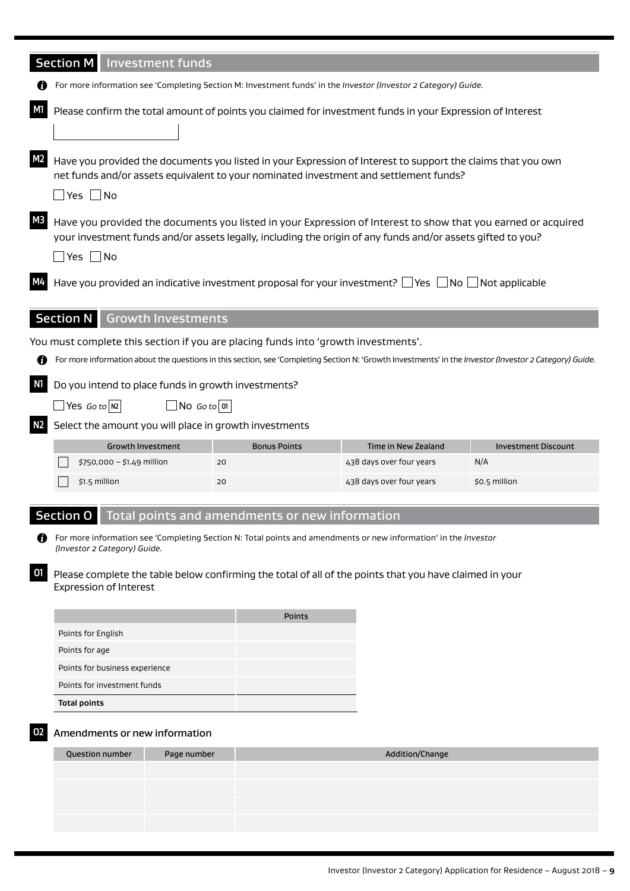## Section M Investment funds

For more information see 'Completing Section M: Investment funds' in the *Investor (Investor 2 Category) Guide.*

**M1** Please confirm the total amount of points you claimed for investment funds in your Expression of Interest

______________________

**M2** Have you provided the documents you listed in your Expression of Interest to support the claims that you own net funds and/or assets equivalent to your nominated investment and settlement funds?

☐ Yes ☐ No

**M3** Have you provided the documents you listed in your Expression of Interest to show that you earned or acquired your investment funds and/or assets legally, including the origin of any funds and/or assets gifted to you?

☐ Yes ☐ No

**M4** Have you provided an indicative investment proposal for your investment? ☐ Yes ☐ No ☐ Not applicable

## Section N Growth Investments

You must complete this section if you are placing funds into 'growth investments'.

For more information about the questions in this section, see 'Completing Section N: 'Growth Investments' in the *Investor (Investor 2 Category) Guide.*

**N1** Do you intend to place funds in growth investments?

☐ Yes *Go to* N2 ☐ No *Go to* O1

**N2** Select the amount you will place in growth investments

| Growth Investment | Bonus Points | Time in New Zealand | Investment Discount |
|---|---|---|---|
| ☐ $750,000 – $1.49 million | 20 | 438 days over four years | N/A |
| ☐ $1.5 million | 20 | 438 days over four years | $0.5 million |

## Section O Total points and amendments or new information

For more information see 'Completing Section N: Total points and amendments or new information' in the *Investor (Investor 2 Category) Guide.*

**O1** Please complete the table below confirming the total of all of the points that you have claimed in your Expression of Interest

| | Points |
|---|---|
| Points for English | |
| Points for age | |
| Points for business experience | |
| Points for investment funds | |
| **Total points** | |

**O2** Amendments or new information

| Question number | Page number | Addition/Change |
|---|---|---|
| | | |
| | | |
| | | |
| | | |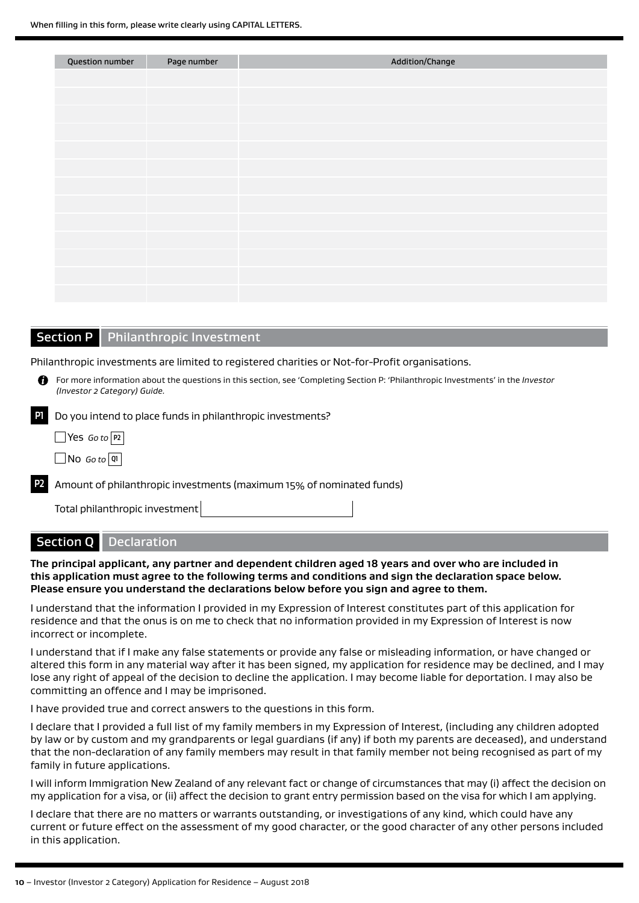When filling in this form, please write clearly using CAPITAL LETTERS.

| Question number | Page number | Addition/Change |
|---|---|---|
| | | |
| | | |
| | | |
| | | |
| | | |
| | | |
| | | |
| | | |
| | | |
| | | |
| | | |
| | | |
| | | |

## Section P Philanthropic Investment

Philanthropic investments are limited to registered charities or Not-for-Profit organisations.

For more information about the questions in this section, see 'Completing Section P: 'Philanthropic Investments' in the *Investor (Investor 2 Category) Guide.*

**P1** Do you intend to place funds in philanthropic investments?

☐ Yes *Go to* **P2**

☐ No *Go to* **Q1**

**P2** Amount of philanthropic investments (maximum 15% of nominated funds)

Total philanthropic investment ______________________

## Section Q Declaration

**The principal applicant, any partner and dependent children aged 18 years and over who are included in this application must agree to the following terms and conditions and sign the declaration space below. Please ensure you understand the declarations below before you sign and agree to them.**

I understand that the information I provided in my Expression of Interest constitutes part of this application for residence and that the onus is on me to check that no information provided in my Expression of Interest is now incorrect or incomplete.

I understand that if I make any false statements or provide any false or misleading information, or have changed or altered this form in any material way after it has been signed, my application for residence may be declined, and I may lose any right of appeal of the decision to decline the application. I may become liable for deportation. I may also be committing an offence and I may be imprisoned.

I have provided true and correct answers to the questions in this form.

I declare that I provided a full list of my family members in my Expression of Interest, (including any children adopted by law or by custom and my grandparents or legal guardians (if any) if both my parents are deceased), and understand that the non-declaration of any family members may result in that family member not being recognised as part of my family in future applications.

I will inform Immigration New Zealand of any relevant fact or change of circumstances that may (i) affect the decision on my application for a visa, or (ii) affect the decision to grant entry permission based on the visa for which I am applying.

I declare that there are no matters or warrants outstanding, or investigations of any kind, which could have any current or future effect on the assessment of my good character, or the good character of any other persons included in this application.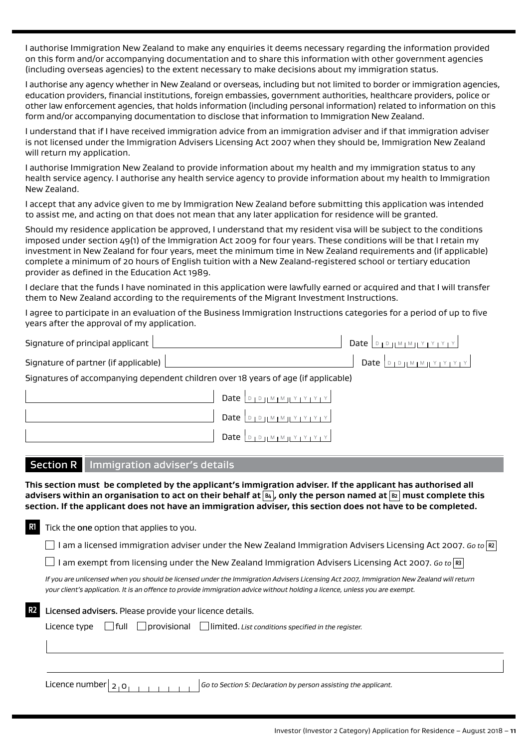I authorise Immigration New Zealand to make any enquiries it deems necessary regarding the information provided on this form and/or accompanying documentation and to share this information with other government agencies (including overseas agencies) to the extent necessary to make decisions about my immigration status.

I authorise any agency whether in New Zealand or overseas, including but not limited to border or immigration agencies, education providers, financial institutions, foreign embassies, government authorities, healthcare providers, police or other law enforcement agencies, that holds information (including personal information) related to information on this form and/or accompanying documentation to disclose that information to Immigration New Zealand.

I understand that if I have received immigration advice from an immigration adviser and if that immigration adviser is not licensed under the Immigration Advisers Licensing Act 2007 when they should be, Immigration New Zealand will return my application.

I authorise Immigration New Zealand to provide information about my health and my immigration status to any health service agency. I authorise any health service agency to provide information about my health to Immigration New Zealand.

I accept that any advice given to me by Immigration New Zealand before submitting this application was intended to assist me, and acting on that does not mean that any later application for residence will be granted.

Should my residence application be approved, I understand that my resident visa will be subject to the conditions imposed under section 49(1) of the Immigration Act 2009 for four years. These conditions will be that I retain my investment in New Zealand for four years, meet the minimum time in New Zealand requirements and (if applicable) complete a minimum of 20 hours of English tuition with a New Zealand-registered school or tertiary education provider as defined in the Education Act 1989.

I declare that the funds I have nominated in this application were lawfully earned or acquired and that I will transfer them to New Zealand according to the requirements of the Migrant Investment Instructions.

I agree to participate in an evaluation of the Business Immigration Instructions categories for a period of up to five years after the approval of my application.

Signature of principal applicant __________________ Date DD MM YYYY

Signature of partner (if applicable) __________________ Date DD MM YYYY

Signatures of accompanying dependent children over 18 years of age (if applicable)

__________________ Date DD MM YYYY

__________________ Date DD MM YYYY

__________________ Date DD MM YYYY

## Section R Immigration adviser's details

**This section must be completed by the applicant's immigration adviser. If the applicant has authorised all advisers within an organisation to act on their behalf at B4, only the person named at B2 must complete this section. If the applicant does not have an immigration adviser, this section does not have to be completed.**

**R1** Tick the **one** option that applies to you.

☐ I am a licensed immigration adviser under the New Zealand Immigration Advisers Licensing Act 2007. *Go to* R2

☐ I am exempt from licensing under the New Zealand Immigration Advisers Licensing Act 2007. *Go to* R3

*If you are unlicensed when you should be licensed under the Immigration Advisers Licensing Act 2007, Immigration New Zealand will return your client's application. It is an offence to provide immigration advice without holding a licence, unless you are exempt.*

**R2** **Licensed advisers.** Please provide your licence details.

Licence type ☐ full ☐ provisional ☐ limited. *List conditions specified in the register.*

__________________

__________________

Licence number 2 0 __________ *Go to Section S: Declaration by person assisting the applicant.*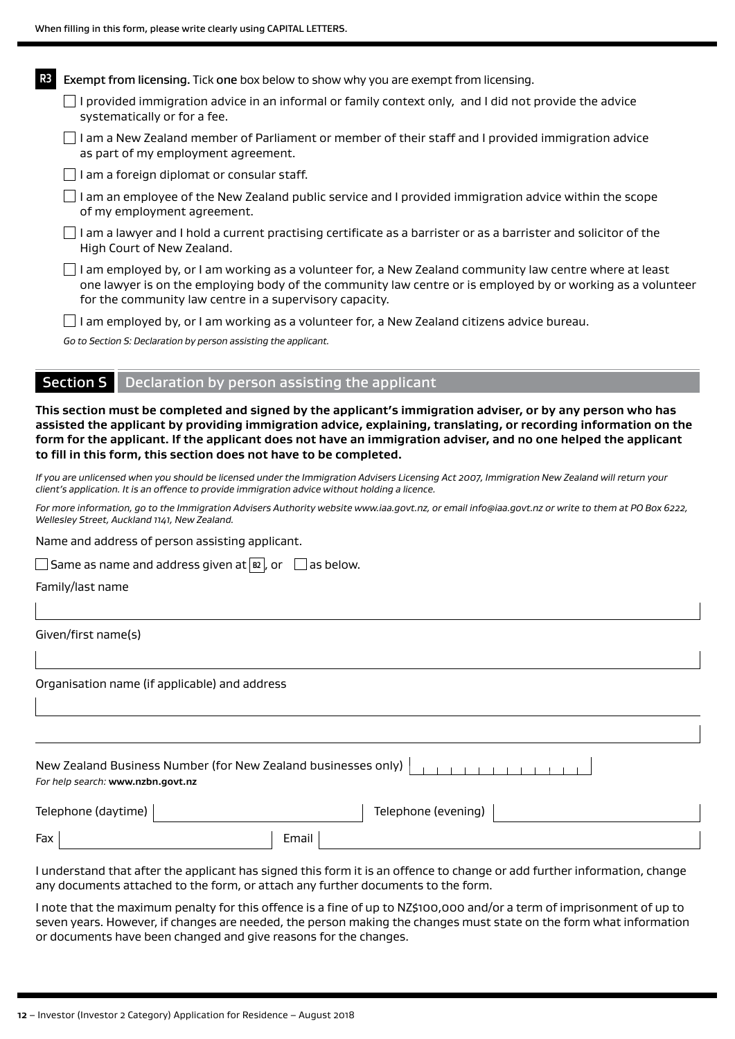When filling in this form, please write clearly using CAPITAL LETTERS.

**R3** **Exempt from licensing.** Tick **one** box below to show why you are exempt from licensing.

- ☐ I provided immigration advice in an informal or family context only, and I did not provide the advice systematically or for a fee.
- ☐ I am a New Zealand member of Parliament or member of their staff and I provided immigration advice as part of my employment agreement.
- ☐ I am a foreign diplomat or consular staff.
- ☐ I am an employee of the New Zealand public service and I provided immigration advice within the scope of my employment agreement.
- ☐ I am a lawyer and I hold a current practising certificate as a barrister or as a barrister and solicitor of the High Court of New Zealand.
- ☐ I am employed by, or I am working as a volunteer for, a New Zealand community law centre where at least one lawyer is on the employing body of the community law centre or is employed by or working as a volunteer for the community law centre in a supervisory capacity.
- ☐ I am employed by, or I am working as a volunteer for, a New Zealand citizens advice bureau.

*Go to Section S: Declaration by person assisting the applicant.*

## Section S Declaration by person assisting the applicant

**This section must be completed and signed by the applicant's immigration adviser, or by any person who has assisted the applicant by providing immigration advice, explaining, translating, or recording information on the form for the applicant. If the applicant does not have an immigration adviser, and no one helped the applicant to fill in this form, this section does not have to be completed.**

*If you are unlicensed when you should be licensed under the Immigration Advisers Licensing Act 2007, Immigration New Zealand will return your client's application. It is an offence to provide immigration advice without holding a licence.*

*For more information, go to the Immigration Advisers Authority website www.iaa.govt.nz, or email info@iaa.govt.nz or write to them at PO Box 6222, Wellesley Street, Auckland 1141, New Zealand.*

Name and address of person assisting applicant.

☐ Same as name and address given at **B2**, or ☐ as below.

Family/last name

Given/first name(s)

Organisation name (if applicable) and address

New Zealand Business Number (for New Zealand businesses only)
*For help search:* **www.nzbn.govt.nz**

Telephone (daytime) | Telephone (evening)

Fax | Email

I understand that after the applicant has signed this form it is an offence to change or add further information, change any documents attached to the form, or attach any further documents to the form.

I note that the maximum penalty for this offence is a fine of up to NZ$100,000 and/or a term of imprisonment of up to seven years. However, if changes are needed, the person making the changes must state on the form what information or documents have been changed and give reasons for the changes.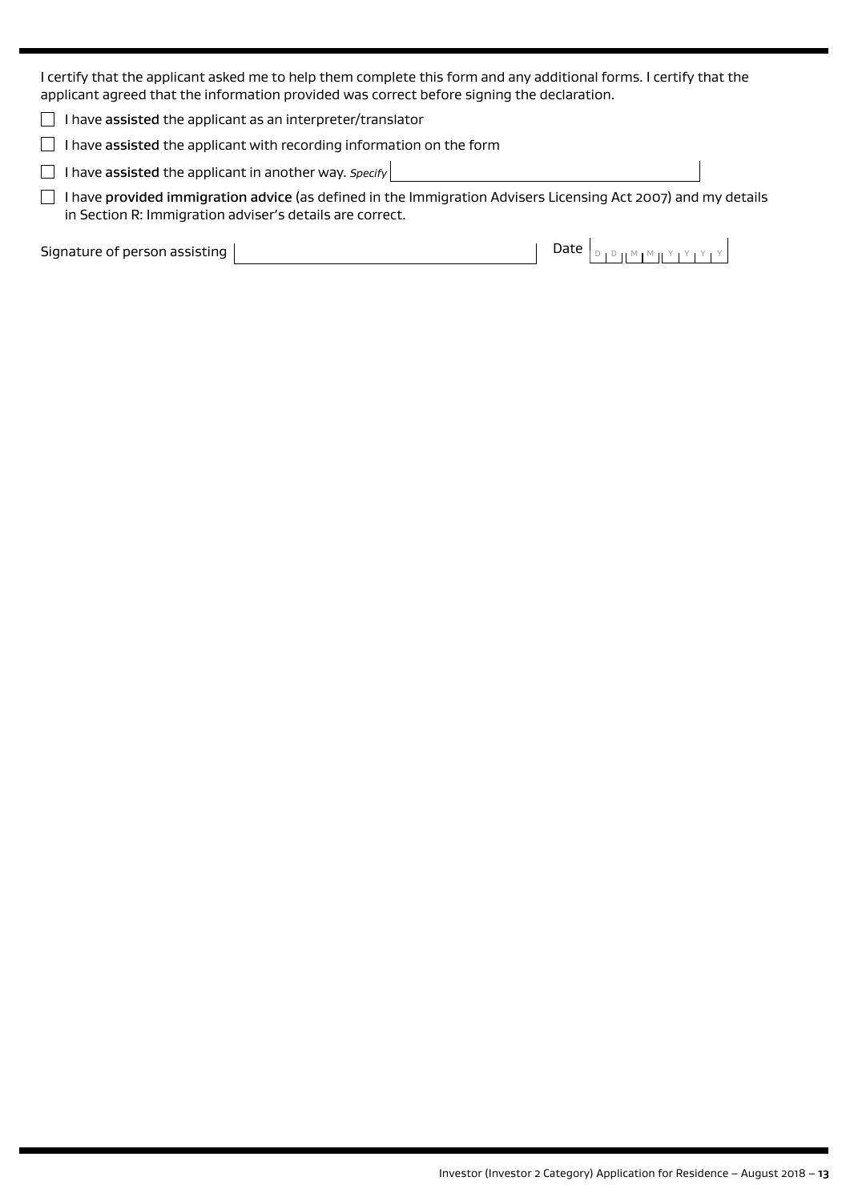I certify that the applicant asked me to help them complete this form and any additional forms. I certify that the applicant agreed that the information provided was correct before signing the declaration.

- [ ] I have **assisted** the applicant as an interpreter/translator
- [ ] I have **assisted** the applicant with recording information on the form
- [ ] I have **assisted** the applicant in another way. *Specify* \_\_\_\_\_\_\_\_\_\_\_\_\_\_\_\_
- [ ] I have **provided immigration advice** (as defined in the Immigration Advisers Licensing Act 2007) and my details in Section R: Immigration adviser's details are correct.

Signature of person assisting \_\_\_\_\_\_\_\_\_\_\_\_\_\_\_\_ Date D D M M Y Y Y Y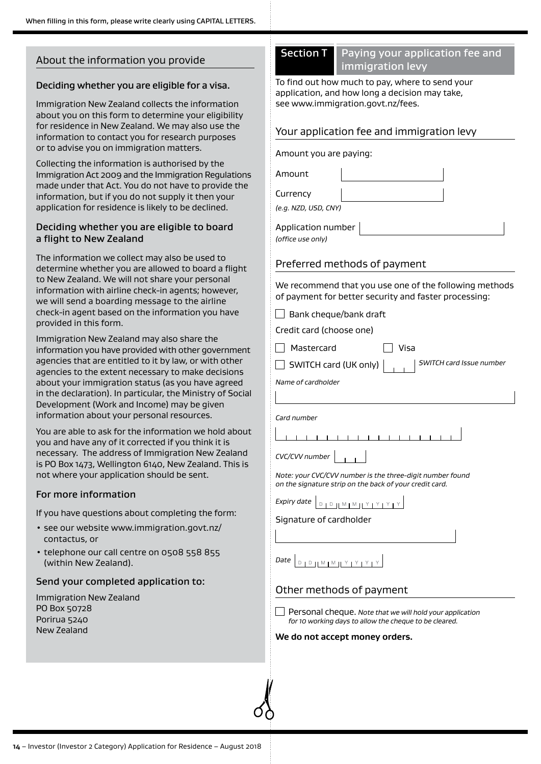When filling in this form, please write clearly using CAPITAL LETTERS.

## About the information you provide

### Deciding whether you are eligible for a visa.

Immigration New Zealand collects the information about you on this form to determine your eligibility for residence in New Zealand. We may also use the information to contact you for research purposes or to advise you on immigration matters.

Collecting the information is authorised by the Immigration Act 2009 and the Immigration Regulations made under that Act. You do not have to provide the information, but if you do not supply it then your application for residence is likely to be declined.

### Deciding whether you are eligible to board a flight to New Zealand

The information we collect may also be used to determine whether you are allowed to board a flight to New Zealand. We will not share your personal information with airline check-in agents; however, we will send a boarding message to the airline check-in agent based on the information you have provided in this form.

Immigration New Zealand may also share the information you have provided with other government agencies that are entitled to it by law, or with other agencies to the extent necessary to make decisions about your immigration status (as you have agreed in the declaration). In particular, the Ministry of Social Development (Work and Income) may be given information about your personal resources.

You are able to ask for the information we hold about you and have any of it corrected if you think it is necessary. The address of Immigration New Zealand is PO Box 1473, Wellington 6140, New Zealand. This is not where your application should be sent.

### For more information

If you have questions about completing the form:

- see our website www.immigration.govt.nz/contactus, or
- telephone our call centre on 0508 558 855 (within New Zealand).

### Send your completed application to:

Immigration New Zealand
PO Box 50728
Porirua 5240
New Zealand

## Section T Paying your application fee and immigration levy

To find out how much to pay, where to send your application, and how long a decision may take, see www.immigration.govt.nz/fees.

### Your application fee and immigration levy

Amount you are paying:

Amount

Currency
*(e.g. NZD, USD, CNY)*

Application number
*(office use only)*

### Preferred methods of payment

We recommend that you use one of the following methods of payment for better security and faster processing:

☐ Bank cheque/bank draft

Credit card (choose one)

☐ Mastercard ☐ Visa

☐ SWITCH card (UK only) *SWITCH card Issue number*

*Name of cardholder*

*Card number*

*CVC/CVV number*

*Note: your CVC/CVV number is the three-digit number found on the signature strip on the back of your credit card.*

*Expiry date* D D M M Y Y Y Y

Signature of cardholder

*Date* D D M M Y Y Y Y

### Other methods of payment

☐ Personal cheque. *Note that we will hold your application for 10 working days to allow the cheque to be cleared.*

**We do not accept money orders.**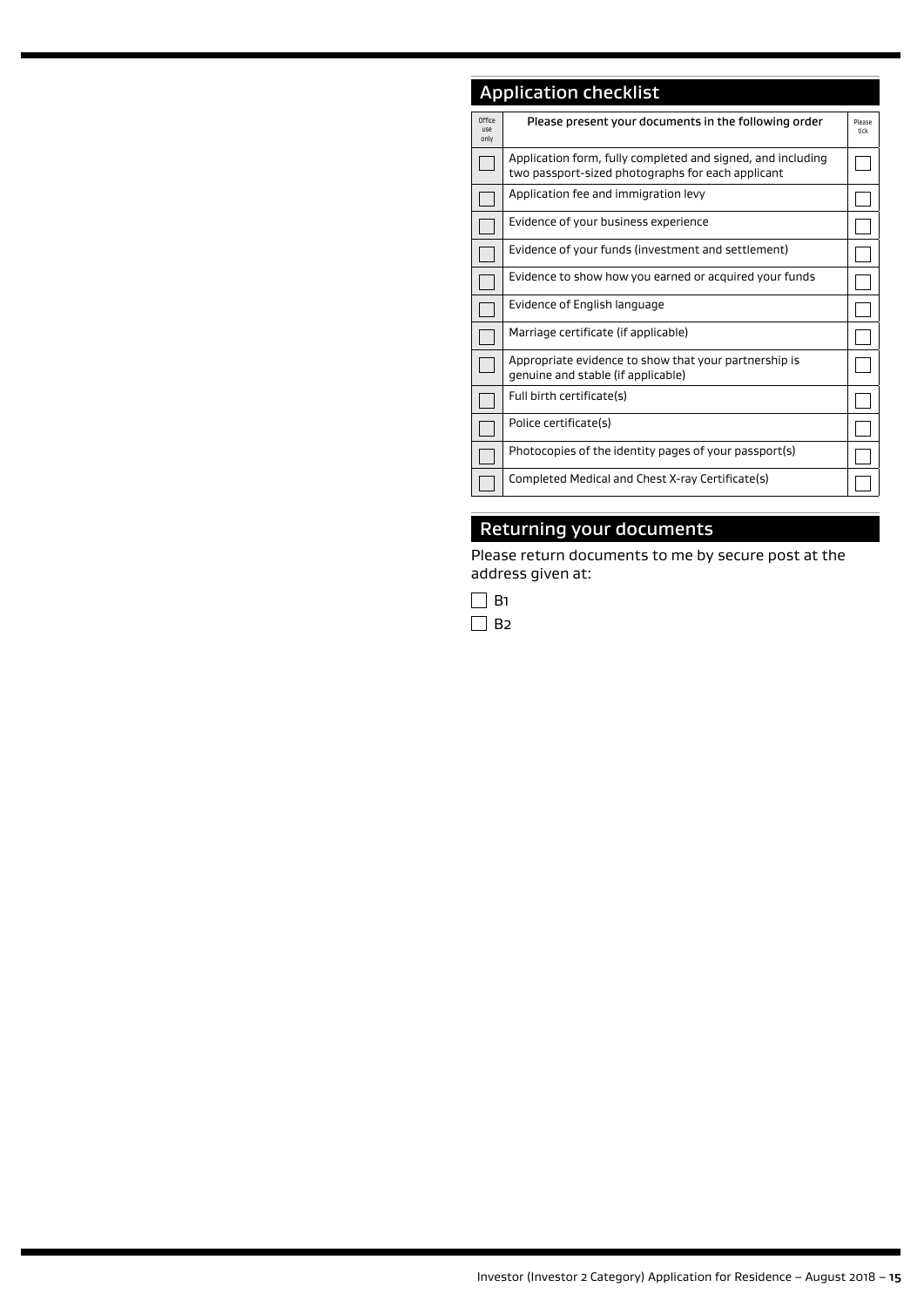## Application checklist

| Office use only | Please present your documents in the following order | Please tick |
|---|---|---|
| ☐ | Application form, fully completed and signed, and including two passport-sized photographs for each applicant | ☐ |
| ☐ | Application fee and immigration levy | ☐ |
| ☐ | Evidence of your business experience | ☐ |
| ☐ | Evidence of your funds (investment and settlement) | ☐ |
| ☐ | Evidence to show how you earned or acquired your funds | ☐ |
| ☐ | Evidence of English language | ☐ |
| ☐ | Marriage certificate (if applicable) | ☐ |
| ☐ | Appropriate evidence to show that your partnership is genuine and stable (if applicable) | ☐ |
| ☐ | Full birth certificate(s) | ☐ |
| ☐ | Police certificate(s) | ☐ |
| ☐ | Photocopies of the identity pages of your passport(s) | ☐ |
| ☐ | Completed Medical and Chest X-ray Certificate(s) | ☐ |

## Returning your documents

Please return documents to me by secure post at the address given at:

☐ B1

☐ B2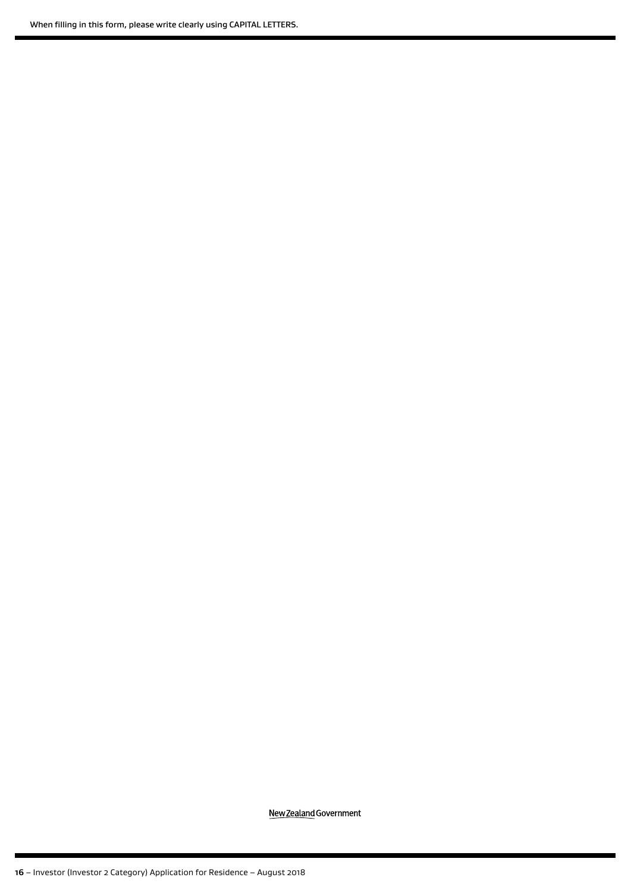New Zealand Government